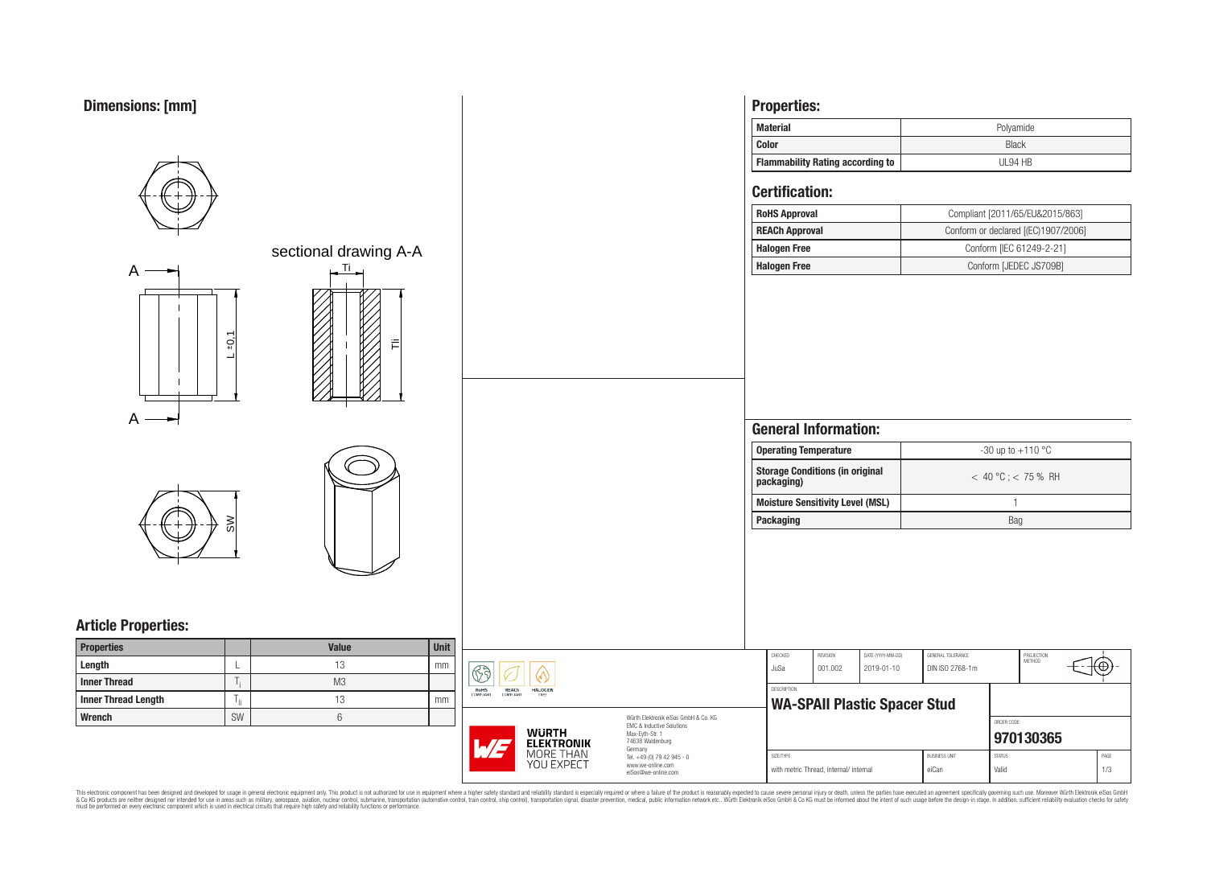## Dimensions: [mm]

sectional drawing A-A

## Article Properties:

| Properties | | Value | Unit |
|---|---|---|---|
| Length | L | 13 | mm |
| Inner Thread | $T_i$ | M3 | |
| Inner Thread Length | $T_{ii}$ | 13 | mm |
| Wrench | SW | 6 | |

## Properties:

| Material | Polyamide |
|---|---|
| Color | Black |
| Flammability Rating according to | UL94 HB |

## Certification:

| RoHS Approval | Compliant [2011/65/EU&2015/863] |
|---|---|
| REACh Approval | Conform or declared [(EC)1907/2006] |
| Halogen Free | Conform [IEC 61249-2-21] |
| Halogen Free | Conform [JEDEC JS709B] |

## General Information:

| Operating Temperature | -30 up to +110 °C |
|---|---|
| Storage Conditions (in original packaging) | < 40 °C ; < 75 % RH |
| Moisture Sensitivity Level (MSL) | 1 |
| Packaging | Bag |

| CHECKED | REVISION | DATE (YYYY-MM-DD) | GENERAL TOLERANCE | PROJECTION METHOD |
|---|---|---|---|---|
| JuSa | 001.002 | 2019-01-10 | DIN ISO 2768-1m | |

DESCRIPTION

**WA-SPAII Plastic Spacer Stud**

ORDER CODE

**970130365**

| SIZE/TYPE | BUSINESS UNIT | STATUS | PAGE |
|---|---|---|---|
| with metric Thread, internal/ internal | eiCan | Valid | 1/3 |

Würth Elektronik eiSos GmbH & Co. KG
EMC & Inductive Solutions
Max-Eyth-Str. 1
74638 Waldenburg
Germany
Tel. +49 (0) 79 42 945 - 0
www.we-online.com
eiSos@we-online.com

This electronic component has been designed and developed for usage in general electronic equipment only. This product is not authorized for use in equipment where a higher safety standard and reliability standard is especially required or where a failure of the product is reasonably expected to cause severe personal injury or death, unless the parties have executed an agreement specifically governing such use. Moreover Würth Elektronik eiSos GmbH & Co KG products are neither designed nor intended for use in areas such as military, aerospace, aviation, nuclear control, submarine, transportation (automotive control, train control, ship control), transportation signal, disaster prevention, medical, public information network etc.. Würth Elektronik eiSos GmbH & Co KG must be informed about the intent of such usage before the design-in stage. In addition, sufficient reliability evaluation checks for safety must be performed on every electronic component which is used in electrical circuits that require high safety and reliability functions or performance.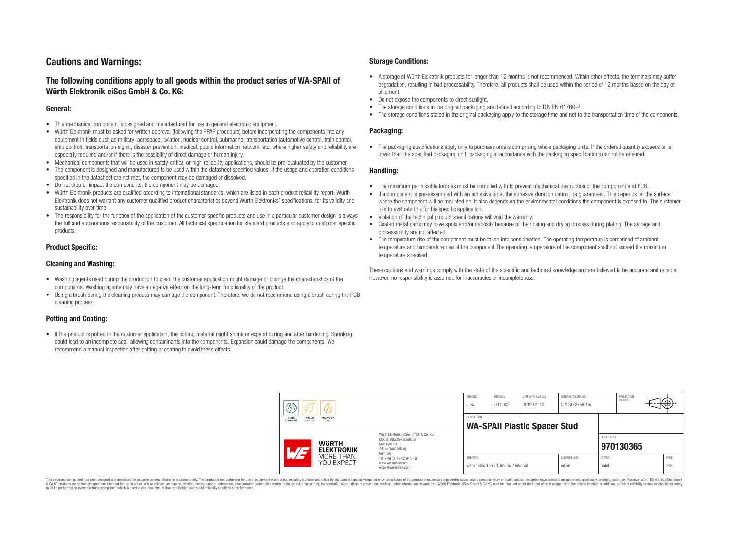# Cautions and Warnings:

## The following conditions apply to all goods within the product series of WA-SPAII of Würth Elektronik eiSos GmbH & Co. KG:

### General:

- This mechanical component is designed and manufactured for use in general electronic equipment.
- Würth Elektronik must be asked for written approval (following the PPAP procedure) before incorporating the components into any equipment in fields such as military, aerospace, aviation, nuclear control, submarine, transportation (automotive control, train control, ship control), transportation signal, disaster prevention, medical, public information network, etc. where higher safety and reliability are especially required and/or if there is the possibility of direct damage or human injury.
- Mechanical components that will be used in safety-critical or high-reliability applications, should be pre-evaluated by the customer.
- The component is designed and manufactured to be used within the datasheet specified values. If the usage and operation conditions specified in the datasheet are not met, the component may be damaged or dissolved.
- Do not drop or impact the components, the component may be damaged.
- Würth Elektronik products are qualified according to international standards, which are listed in each product reliability report. Würth Elektronik does not warrant any customer qualified product characteristics beyond Würth Elektroniks' specifications, for its validity and sustainability over time.
- The responsibility for the function of the application of the customer specific products and use in a particular customer design is always the full and autonomous responsibility of the customer. All technical specification for standard products also apply to customer specific products.

### Product Specific:

### Cleaning and Washing:

- Washing agents used during the production to clean the customer application might damage or change the characteristics of the components. Washing agents may have a negative effect on the long-term functionality of the product.
- Using a brush during the cleaning process may damage the component. Therefore, we do not recommend using a brush during the PCB cleaning process.

### Potting and Coating:

- If the product is potted in the customer application, the potting material might shrink or expand during and after hardening. Shrinking could lead to an incomplete seal, allowing contaminants into the components. Expansion could damage the components. We recommend a manual inspection after potting or coating to avoid these effects.

### Storage Conditions:

- A storage of Würth Elektronik products for longer than 12 months is not recommended. Within other effects, the terminals may suffer degradation, resulting in bad processability. Therefore, all products shall be used within the period of 12 months based on the day of shipment.
- Do not expose the components to direct sunlight.
- The storage conditions in the original packaging are defined according to DIN EN 61760-2.
- The storage conditions stated in the original packaging apply to the storage time and not to the transportation time of the components.

### Packaging:

- The packaging specifications apply only to purchase orders comprising whole packaging units. If the ordered quantity exceeds or is lower than the specified packaging unit, packaging in accordance with the packaging specifications cannot be ensured.

### Handling:

- The maximum permissible torques must be complied with to prevent mechanical destruction of the component and PCB.
- If a component is pre-assembled with an adhesive tape, the adhesive duration cannot be guaranteed. This depends on the surface where the component will be mounted on. It also depends on the environmental conditions the component is exposed to. The customer has to evaluate this for his specific application.
- Violation of the technical product specifications will void the warranty.
- Coated metal parts may have spots and/or deposits because of the rinsing and drying process during plating. The storage and processability are not affected.
- The temperature rise of the component must be taken into consideration. The operating temperature is comprised of ambient temperature and temperature rise of the component.The operating temperature of the component shall not exceed the maximum temperature specified.

These cautions and warnings comply with the state of the scientific and technical knowledge and are believed to be accurate and reliable. However, no responsibility is assumed for inaccuracies or incompleteness.

| CHECKED | REVISION | DATE (YYYY-MM-DD) | GENERAL TOLERANCE | PROJECTION METHOD |
|---|---|---|---|---|
| JuSa | 001.002 | 2019-01-10 | DIN ISO 2768-1m | |

| DESCRIPTION | | ORDER CODE | |
|---|---|---|---|
| WA-SPAII Plastic Spacer Stud | | 970130365 | |
| SIZE/TYPE | BUSINESS UNIT | STATUS | PAGE |
| with metric Thread, internal/ internal | eiCan | Valid | 2/3 |

Würth Elektronik eiSos GmbH & Co. KG
EMC & Inductive Solutions
Max-Eyth-Str. 1
74638 Waldenburg
Germany
Tel. +49 (0) 79 42 945 - 0
www.we-online.com
eiSos@we-online.com

This electronic component has been designed and developed for usage in general electronic equipment only. This product is not authorized for use in equipment where a higher safety standard and reliability standard is especially required or where a failure of the product is reasonably expected to cause severe personal injury or death, unless the parties have executed an agreement specifically governing such use. Moreover Würth Elektronik eiSos GmbH & Co KG products are neither designed nor intended for use in areas such as military, aerospace, aviation, nuclear control, submarine, transportation (automotive control, train control, ship control), transportation signal, disaster prevention, medical, public information network etc.. Würth Elektronik eiSos GmbH & Co KG must be informed about the intent of such usage before the design-in stage. In addition, sufficient reliability evaluation checks for safety must be performed on every electronic component which is used in electrical circuits that require high safety and reliability functions or performance.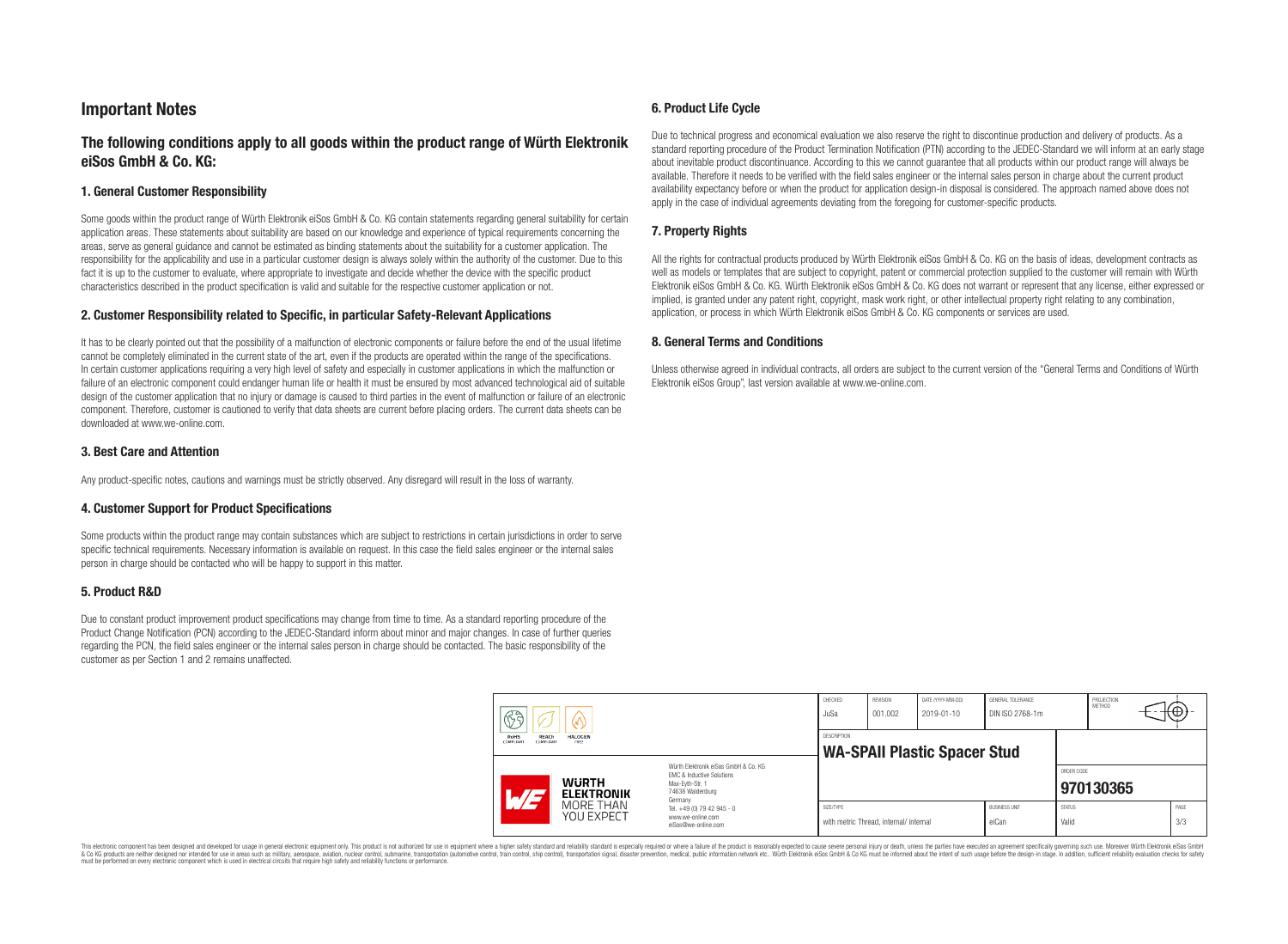# Important Notes

## The following conditions apply to all goods within the product range of Würth Elektronik eiSos GmbH & Co. KG:

### 1. General Customer Responsibility

Some goods within the product range of Würth Elektronik eiSos GmbH & Co. KG contain statements regarding general suitability for certain application areas. These statements about suitability are based on our knowledge and experience of typical requirements concerning the areas, serve as general guidance and cannot be estimated as binding statements about the suitability for a customer application. The responsibility for the applicability and use in a particular customer design is always solely within the authority of the customer. Due to this fact it is up to the customer to evaluate, where appropriate to investigate and decide whether the device with the specific product characteristics described in the product specification is valid and suitable for the respective customer application or not.

### 2. Customer Responsibility related to Specific, in particular Safety-Relevant Applications

It has to be clearly pointed out that the possibility of a malfunction of electronic components or failure before the end of the usual lifetime cannot be completely eliminated in the current state of the art, even if the products are operated within the range of the specifications. In certain customer applications requiring a very high level of safety and especially in customer applications in which the malfunction or failure of an electronic component could endanger human life or health it must be ensured by most advanced technological aid of suitable design of the customer application that no injury or damage is caused to third parties in the event of malfunction or failure of an electronic component. Therefore, customer is cautioned to verify that data sheets are current before placing orders. The current data sheets can be downloaded at www.we-online.com.

### 3. Best Care and Attention

Any product-specific notes, cautions and warnings must be strictly observed. Any disregard will result in the loss of warranty.

### 4. Customer Support for Product Specifications

Some products within the product range may contain substances which are subject to restrictions in certain jurisdictions in order to serve specific technical requirements. Necessary information is available on request. In this case the field sales engineer or the internal sales person in charge should be contacted who will be happy to support in this matter.

### 5. Product R&D

Due to constant product improvement product specifications may change from time to time. As a standard reporting procedure of the Product Change Notification (PCN) according to the JEDEC-Standard inform about minor and major changes. In case of further queries regarding the PCN, the field sales engineer or the internal sales person in charge should be contacted. The basic responsibility of the customer as per Section 1 and 2 remains unaffected.

### 6. Product Life Cycle

Due to technical progress and economical evaluation we also reserve the right to discontinue production and delivery of products. As a standard reporting procedure of the Product Termination Notification (PTN) according to the JEDEC-Standard we will inform at an early stage about inevitable product discontinuance. According to this we cannot guarantee that all products within our product range will always be available. Therefore it needs to be verified with the field sales engineer or the internal sales person in charge about the current product availability expectancy before or when the product for application design-in disposal is considered. The approach named above does not apply in the case of individual agreements deviating from the foregoing for customer-specific products.

### 7. Property Rights

All the rights for contractual products produced by Würth Elektronik eiSos GmbH & Co. KG on the basis of ideas, development contracts as well as models or templates that are subject to copyright, patent or commercial protection supplied to the customer will remain with Würth Elektronik eiSos GmbH & Co. KG. Würth Elektronik eiSos GmbH & Co. KG does not warrant or represent that any license, either expressed or implied, is granted under any patent right, copyright, mask work right, or other intellectual property right relating to any combination, application, or process in which Würth Elektronik eiSos GmbH & Co. KG components or services are used.

### 8. General Terms and Conditions

Unless otherwise agreed in individual contracts, all orders are subject to the current version of the "General Terms and Conditions of Würth Elektronik eiSos Group", last version available at www.we-online.com.

| CHECKED | REVISION | DATE (YYYY-MM-DD) | GENERAL TOLERANCE | PROJECTION METHOD |
|---|---|---|---|---|
| JuSa | 001.002 | 2019-01-10 | DIN ISO 2768-1m | |

DESCRIPTION: **WA-SPAII Plastic Spacer Stud**

ORDER CODE: **970130365**

| SIZE/TYPE | BUSINESS UNIT | STATUS | PAGE |
|---|---|---|---|
| with metric Thread, internal/ internal | eiCan | Valid | 3/3 |

Würth Elektronik eiSos GmbH & Co. KG
EMC & Inductive Solutions
Max-Eyth-Str. 1
74638 Waldenburg
Germany
Tel. +49 (0) 79 42 945 - 0
www.we-online.com
eiSos@we-online.com

This electronic component has been designed and developed for usage in general electronic equipment only. This product is not authorized for use in equipment where a higher safety standard and reliability standard is especially required or where a failure of the product is reasonably expected to cause severe personal injury or death, unless the parties have executed an agreement specifically governing such use. Moreover Würth Elektronik eiSos GmbH & Co KG products are neither designed nor intended for use in areas such as military, aerospace, aviation, nuclear control, submarine, transportation (automotive control, train control, ship control), transportation signal, disaster prevention, medical, public information network etc.. Würth Elektronik eiSos GmbH & Co KG must be informed about the intent of such usage before the design-in stage. In addition, sufficient reliability evaluation checks for safety must be performed on every electronic component which is used in electrical circuits that require high safety and reliability functions or performance.